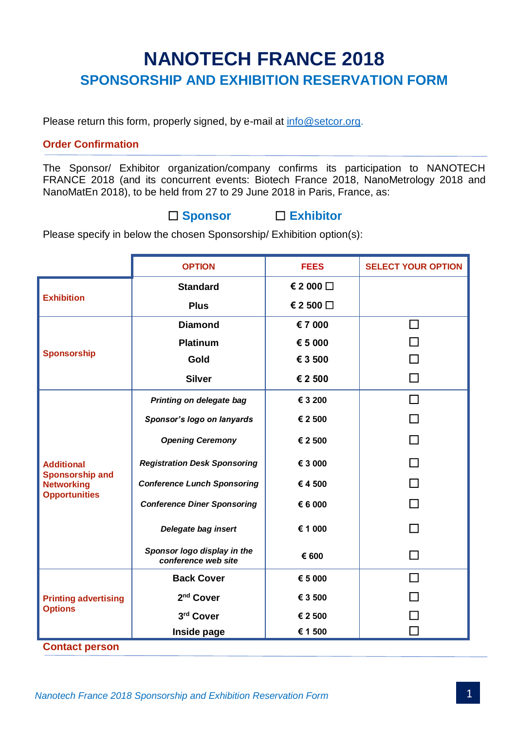# NANOTECH FRANCE 2018

## SPONSORSHIP AND EXHIBITION RESERVATION FORM

Please return this form, properly signed, by e-mail at info@setcor.org.

### Order Confirmation

The Sponsor/ Exhibitor organization/company confirms its participation to NANOTECH FRANCE 2018 (and its concurrent events: Biotech France 2018, NanoMetrology 2018 and NanoMatEn 2018), to be held from 27 to 29 June 2018 in Paris, France, as:

☐ **Sponsor** ☐ **Exhibitor**

Please specify in below the chosen Sponsorship/ Exhibition option(s):

| | OPTION | FEES | SELECT YOUR OPTION |
|---|---|---|---|
| **Exhibition** | **Standard** | **€ 2 000** ☐ | |
| | **Plus** | **€ 2 500** ☐ | |
| **Sponsorship** | **Diamond** | **€ 7 000** | ☐ |
| | **Platinum** | **€ 5 000** | ☐ |
| | **Gold** | **€ 3 500** | ☐ |
| | **Silver** | **€ 2 500** | ☐ |
| **Additional Sponsorship and Networking Opportunities** | ***Printing on delegate bag*** | **€ 3 200** | ☐ |
| | ***Sponsor's logo on lanyards*** | **€ 2 500** | ☐ |
| | ***Opening Ceremony*** | **€ 2 500** | ☐ |
| | ***Registration Desk Sponsoring*** | **€ 3 000** | ☐ |
| | ***Conference Lunch Sponsoring*** | **€ 4 500** | ☐ |
| | ***Conference Diner Sponsoring*** | **€ 6 000** | ☐ |
| | ***Delegate bag insert*** | **€ 1 000** | ☐ |
| | ***Sponsor logo display in the conference web site*** | **€ 600** | ☐ |
| **Printing advertising Options** | **Back Cover** | **€ 5 000** | ☐ |
| | **2nd Cover** | **€ 3 500** | ☐ |
| | **3rd Cover** | **€ 2 500** | ☐ |
| | **Inside page** | **€ 1 500** | ☐ |

### Contact person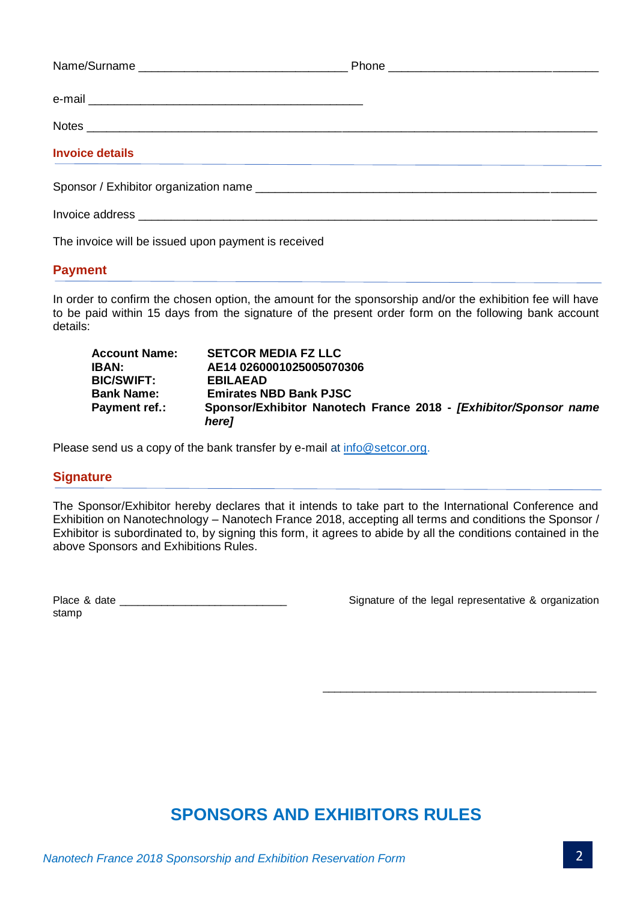Name/Surname ________________________________ Phone ________________________________

e-mail ________________________________________

Notes ________________________________________________________________________________

## Invoice details

Sponsor / Exhibitor organization name ________________________________________________

Invoice address _______________________________________________________________________

The invoice will be issued upon payment is received

## Payment

In order to confirm the chosen option, the amount for the sponsorship and/or the exhibition fee will have to be paid within 15 days from the signature of the present order form on the following bank account details:

| | |
|---|---|
| **Account Name:** | **SETCOR MEDIA FZ LLC** |
| **IBAN:** | **AE14 0260001025005070306** |
| **BIC/SWIFT:** | **EBILAEAD** |
| **Bank Name:** | **Emirates NBD Bank PJSC** |
| **Payment ref.:** | **Sponsor/Exhibitor Nanotech France 2018 - *[Exhibitor/Sponsor name here]*** |

Please send us a copy of the bank transfer by e-mail at info@setcor.org.

## Signature

The Sponsor/Exhibitor hereby declares that it intends to take part to the International Conference and Exhibition on Nanotechnology – Nanotech France 2018, accepting all terms and conditions the Sponsor / Exhibitor is subordinated to, by signing this form, it agrees to abide by all the conditions contained in the above Sponsors and Exhibitions Rules.

Place & date ____________________________ Signature of the legal representative & organization stamp

____________________________________________

# SPONSORS AND EXHIBITORS RULES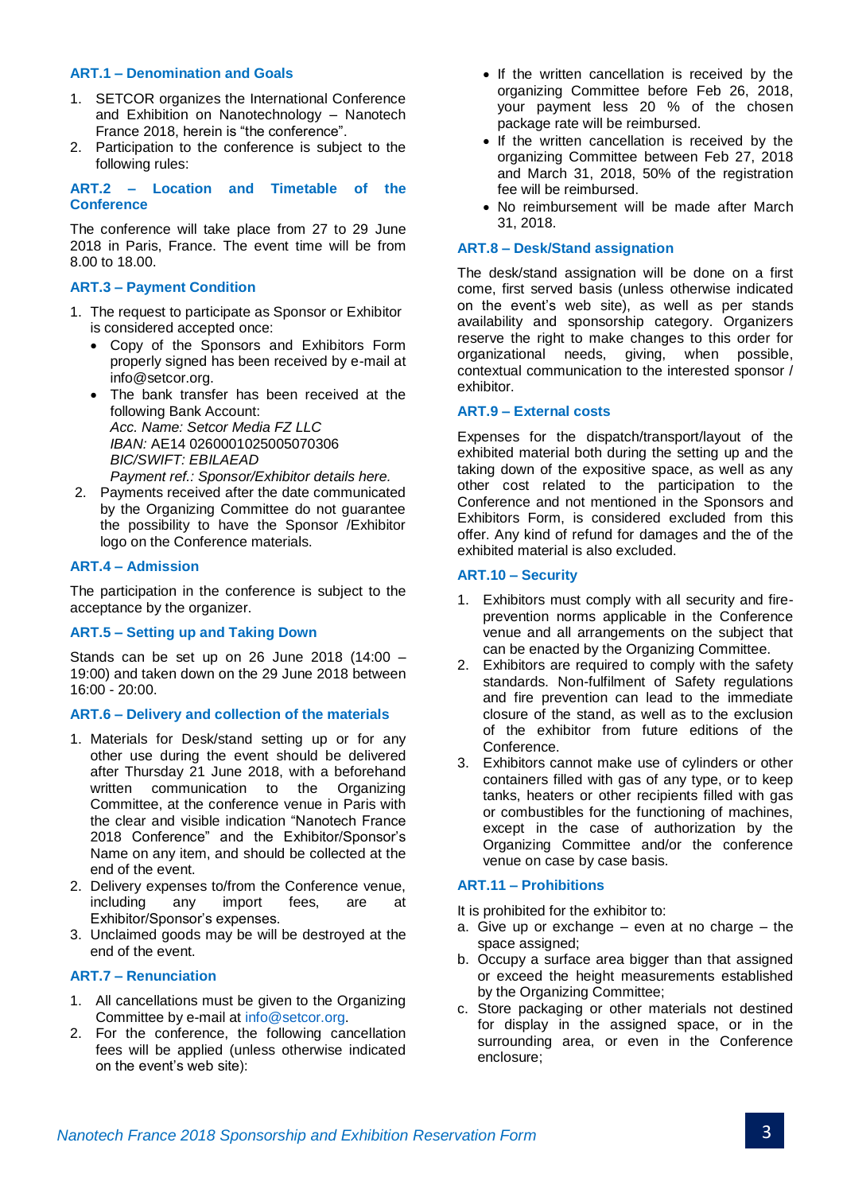### ART.1 – Denomination and Goals

1. SETCOR organizes the International Conference and Exhibition on Nanotechnology – Nanotech France 2018, herein is "the conference".
2. Participation to the conference is subject to the following rules:

### ART.2 – Location and Timetable of the Conference

The conference will take place from 27 to 29 June 2018 in Paris, France. The event time will be from 8.00 to 18.00.

### ART.3 – Payment Condition

1. The request to participate as Sponsor or Exhibitor is considered accepted once:
   - Copy of the Sponsors and Exhibitors Form properly signed has been received by e-mail at info@setcor.org.
   - The bank transfer has been received at the following Bank Account:
     *Acc. Name: Setcor Media FZ LLC*
     *IBAN:* AE14 0260001025005070306
     *BIC/SWIFT: EBILAEAD*
     *Payment ref.: Sponsor/Exhibitor details here.*
2. Payments received after the date communicated by the Organizing Committee do not guarantee the possibility to have the Sponsor /Exhibitor logo on the Conference materials.

### ART.4 – Admission

The participation in the conference is subject to the acceptance by the organizer.

### ART.5 – Setting up and Taking Down

Stands can be set up on 26 June 2018 (14:00 – 19:00) and taken down on the 29 June 2018 between 16:00 - 20:00.

### ART.6 – Delivery and collection of the materials

1. Materials for Desk/stand setting up or for any other use during the event should be delivered after Thursday 21 June 2018, with a beforehand written communication to the Organizing Committee, at the conference venue in Paris with the clear and visible indication "Nanotech France 2018 Conference" and the Exhibitor/Sponsor's Name on any item, and should be collected at the end of the event.
2. Delivery expenses to/from the Conference venue, including any import fees, are at Exhibitor/Sponsor's expenses.
3. Unclaimed goods may be will be destroyed at the end of the event.

### ART.7 – Renunciation

1. All cancellations must be given to the Organizing Committee by e-mail at info@setcor.org.
2. For the conference, the following cancellation fees will be applied (unless otherwise indicated on the event's web site):
   - If the written cancellation is received by the organizing Committee before Feb 26, 2018, your payment less 20 % of the chosen package rate will be reimbursed.
   - If the written cancellation is received by the organizing Committee between Feb 27, 2018 and March 31, 2018, 50% of the registration fee will be reimbursed.
   - No reimbursement will be made after March 31, 2018.

### ART.8 – Desk/Stand assignation

The desk/stand assignation will be done on a first come, first served basis (unless otherwise indicated on the event's web site), as well as per stands availability and sponsorship category. Organizers reserve the right to make changes to this order for organizational needs, giving, when possible, contextual communication to the interested sponsor / exhibitor.

### ART.9 – External costs

Expenses for the dispatch/transport/layout of the exhibited material both during the setting up and the taking down of the expositive space, as well as any other cost related to the participation to the Conference and not mentioned in the Sponsors and Exhibitors Form, is considered excluded from this offer. Any kind of refund for damages and the of the exhibited material is also excluded.

### ART.10 – Security

1. Exhibitors must comply with all security and fire-prevention norms applicable in the Conference venue and all arrangements on the subject that can be enacted by the Organizing Committee.
2. Exhibitors are required to comply with the safety standards. Non-fulfilment of Safety regulations and fire prevention can lead to the immediate closure of the stand, as well as to the exclusion of the exhibitor from future editions of the Conference.
3. Exhibitors cannot make use of cylinders or other containers filled with gas of any type, or to keep tanks, heaters or other recipients filled with gas or combustibles for the functioning of machines, except in the case of authorization by the Organizing Committee and/or the conference venue on case by case basis.

### ART.11 – Prohibitions

It is prohibited for the exhibitor to:

a. Give up or exchange – even at no charge – the space assigned;
b. Occupy a surface area bigger than that assigned or exceed the height measurements established by the Organizing Committee;
c. Store packaging or other materials not destined for display in the assigned space, or in the surrounding area, or even in the Conference enclosure;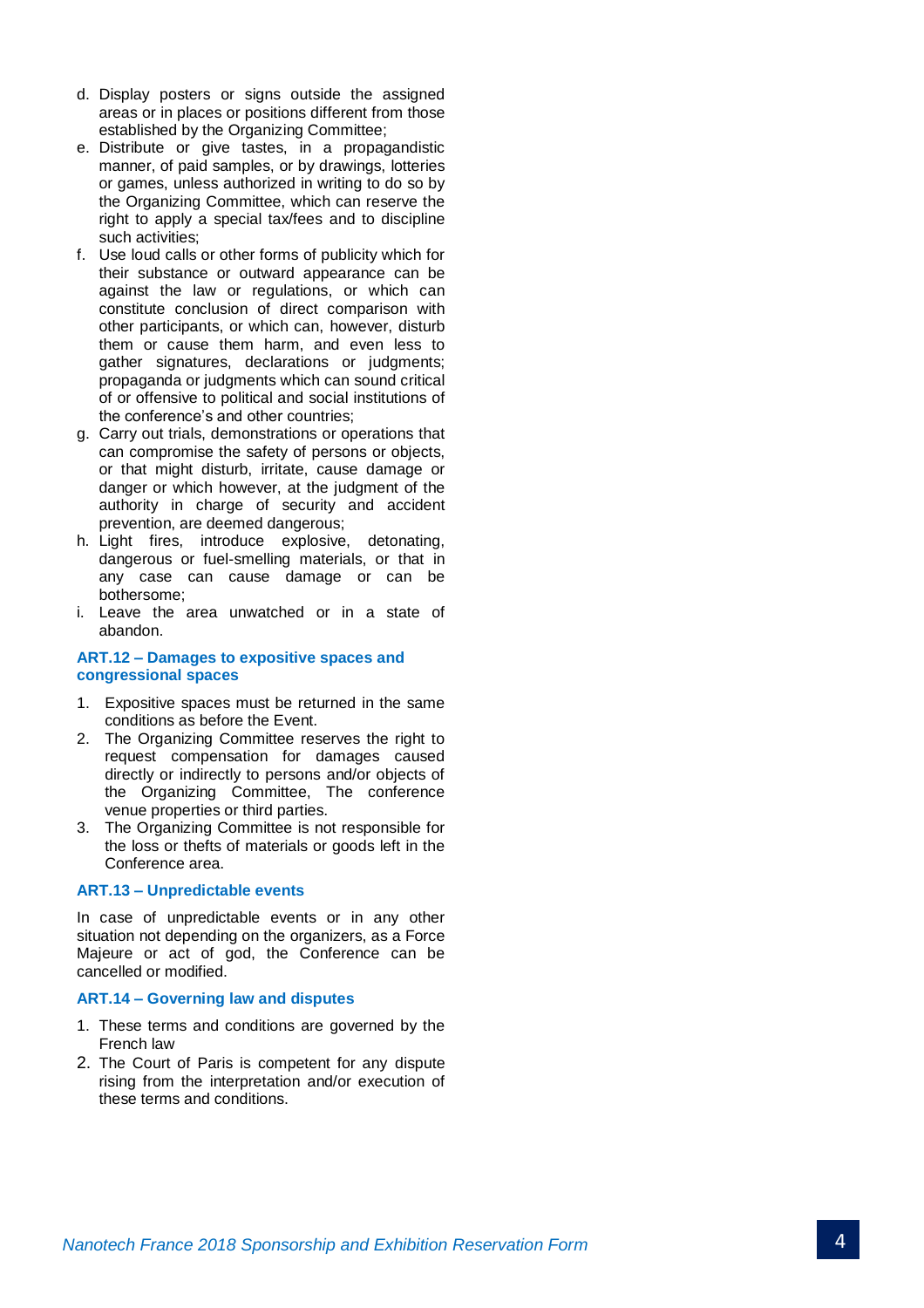d. Display posters or signs outside the assigned areas or in places or positions different from those established by the Organizing Committee;
e. Distribute or give tastes, in a propagandistic manner, of paid samples, or by drawings, lotteries or games, unless authorized in writing to do so by the Organizing Committee, which can reserve the right to apply a special tax/fees and to discipline such activities;
f. Use loud calls or other forms of publicity which for their substance or outward appearance can be against the law or regulations, or which can constitute conclusion of direct comparison with other participants, or which can, however, disturb them or cause them harm, and even less to gather signatures, declarations or judgments; propaganda or judgments which can sound critical of or offensive to political and social institutions of the conference's and other countries;
g. Carry out trials, demonstrations or operations that can compromise the safety of persons or objects, or that might disturb, irritate, cause damage or danger or which however, at the judgment of the authority in charge of security and accident prevention, are deemed dangerous;
h. Light fires, introduce explosive, detonating, dangerous or fuel-smelling materials, or that in any case can cause damage or can be bothersome;
i. Leave the area unwatched or in a state of abandon.

### ART.12 – Damages to expositive spaces and congressional spaces

1. Expositive spaces must be returned in the same conditions as before the Event.
2. The Organizing Committee reserves the right to request compensation for damages caused directly or indirectly to persons and/or objects of the Organizing Committee, The conference venue properties or third parties.
3. The Organizing Committee is not responsible for the loss or thefts of materials or goods left in the Conference area.

### ART.13 – Unpredictable events

In case of unpredictable events or in any other situation not depending on the organizers, as a Force Majeure or act of god, the Conference can be cancelled or modified.

### ART.14 – Governing law and disputes

1. These terms and conditions are governed by the French law
2. The Court of Paris is competent for any dispute rising from the interpretation and/or execution of these terms and conditions.